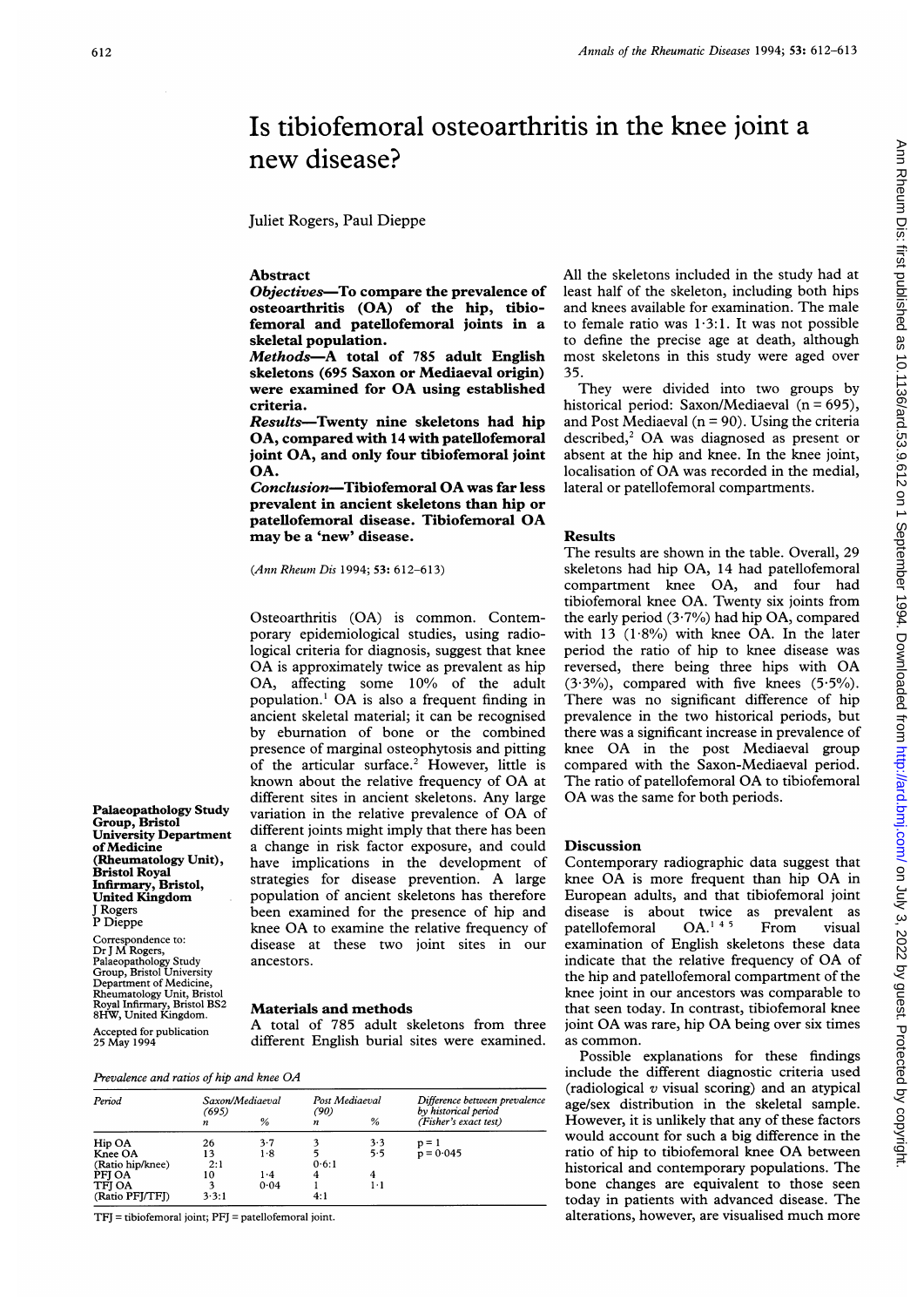# Is tibiofemoral osteoarthritis in the knee joint a new disease?

Juliet Rogers, Paul Dieppe

## Abstract

***Objectives*—To compare the prevalence of osteoarthritis (OA) of the hip, tibiofemoral and patellofemoral joints in a skeletal population.**

***Methods*—A total of 785 adult English skeletons (695 Saxon or Mediaeval origin) were examined for OA using established criteria.**

***Results*—Twenty nine skeletons had hip OA, compared with 14 with patellofemoral joint OA, and only four tibiofemoral joint OA.**

***Conclusion*—Tibiofemoral OA was far less prevalent in ancient skeletons than hip or patellofemoral disease. Tibiofemoral OA may be a 'new' disease.**

(*Ann Rheum Dis* 1994; **53:** 612–613)

Osteoarthritis (OA) is common. Contemporary epidemiological studies, using radiological criteria for diagnosis, suggest that knee OA is approximately twice as prevalent as hip OA, affecting some 10% of the adult population.[1] OA is also a frequent finding in ancient skeletal material; it can be recognised by eburnation of bone or the combined presence of marginal osteophytosis and pitting of the articular surface.[2] However, little is known about the relative frequency of OA at different sites in ancient skeletons. Any large variation in the relative prevalence of OA of different joints might imply that there has been a change in risk factor exposure, and could have implications in the development of strategies for disease prevention. A large population of ancient skeletons has therefore been examined for the presence of hip and knee OA to examine the relative frequency of disease at these two joint sites in our ancestors.

**Palaeopathology Study Group, Bristol University Department of Medicine (Rheumatology Unit), Bristol Royal Infirmary, Bristol, United Kingdom**
J Rogers
P Dieppe

Correspondence to: Dr J M Rogers, Palaeopathology Study Group, Bristol University Department of Medicine, Rheumatology Unit, Bristol Royal Infirmary, Bristol BS2 8HW, United Kingdom.

Accepted for publication 25 May 1994

## Materials and methods

A total of 785 adult skeletons from three different English burial sites were examined. All the skeletons included in the study had at least half of the skeleton, including both hips and knees available for examination. The male to female ratio was 1·3:1. It was not possible to define the precise age at death, although most skeletons in this study were aged over 35.

They were divided into two groups by historical period: Saxon/Mediaeval (n = 695), and Post Mediaeval (n = 90). Using the criteria described,[2] OA was diagnosed as present or absent at the hip and knee. In the knee joint, localisation of OA was recorded in the medial, lateral or patellofemoral compartments.

*Prevalence and ratios of hip and knee OA*

| Period | Saxon/Mediaeval (695) | | Post Mediaeval (90) | | Difference between prevalence by historical period (Fisher's exact test) |
|---|---|---|---|---|---|
| | *n* | % | *n* | % | |
| Hip OA | 26 | 3·7 | 3 | 3·3 | p = 1 |
| Knee OA | 13 | 1·8 | 5 | 5·5 | p = 0·045 |
| (Ratio hip/knee) | 2:1 | | 0·6:1 | | |
| PFJ OA | 10 | 1·4 | 4 | 4 | |
| TFJ OA | 3 | 0·04 | 1 | 1·1 | |
| (Ratio PFJ/TFJ) | 3·3:1 | | 4:1 | | |

TFJ = tibiofemoral joint; PFJ = patellofemoral joint.

## Results

The results are shown in the table. Overall, 29 skeletons had hip OA, 14 had patellofemoral compartment knee OA, and four had tibiofemoral knee OA. Twenty six joints from the early period (3·7%) had hip OA, compared with 13 (1·8%) with knee OA. In the later period the ratio of hip to knee disease was reversed, there being three hips with OA (3·3%), compared with five knees (5·5%). There was no significant difference of hip prevalence in the two historical periods, but there was a significant increase in prevalence of knee OA in the post Mediaeval group compared with the Saxon-Mediaeval period. The ratio of patellofemoral OA to tibiofemoral OA was the same for both periods.

## Discussion

Contemporary radiographic data suggest that knee OA is more frequent than hip OA in European adults, and that tibiofemoral joint disease is about twice as prevalent as patellofemoral OA.[1 4 5] From visual examination of English skeletons these data indicate that the relative frequency of OA of the hip and patellofemoral compartment of the knee joint in our ancestors was comparable to that seen today. In contrast, tibiofemoral knee joint OA was rare, hip OA being over six times as common.

Possible explanations for these findings include the different diagnostic criteria used (radiological *v* visual scoring) and an atypical age/sex distribution in the skeletal sample. However, it is unlikely that any of these factors would account for such a big difference in the ratio of hip to tibiofemoral knee OA between historical and contemporary populations. The bone changes are equivalent to those seen today in patients with advanced disease. The alterations, however, are visualised much more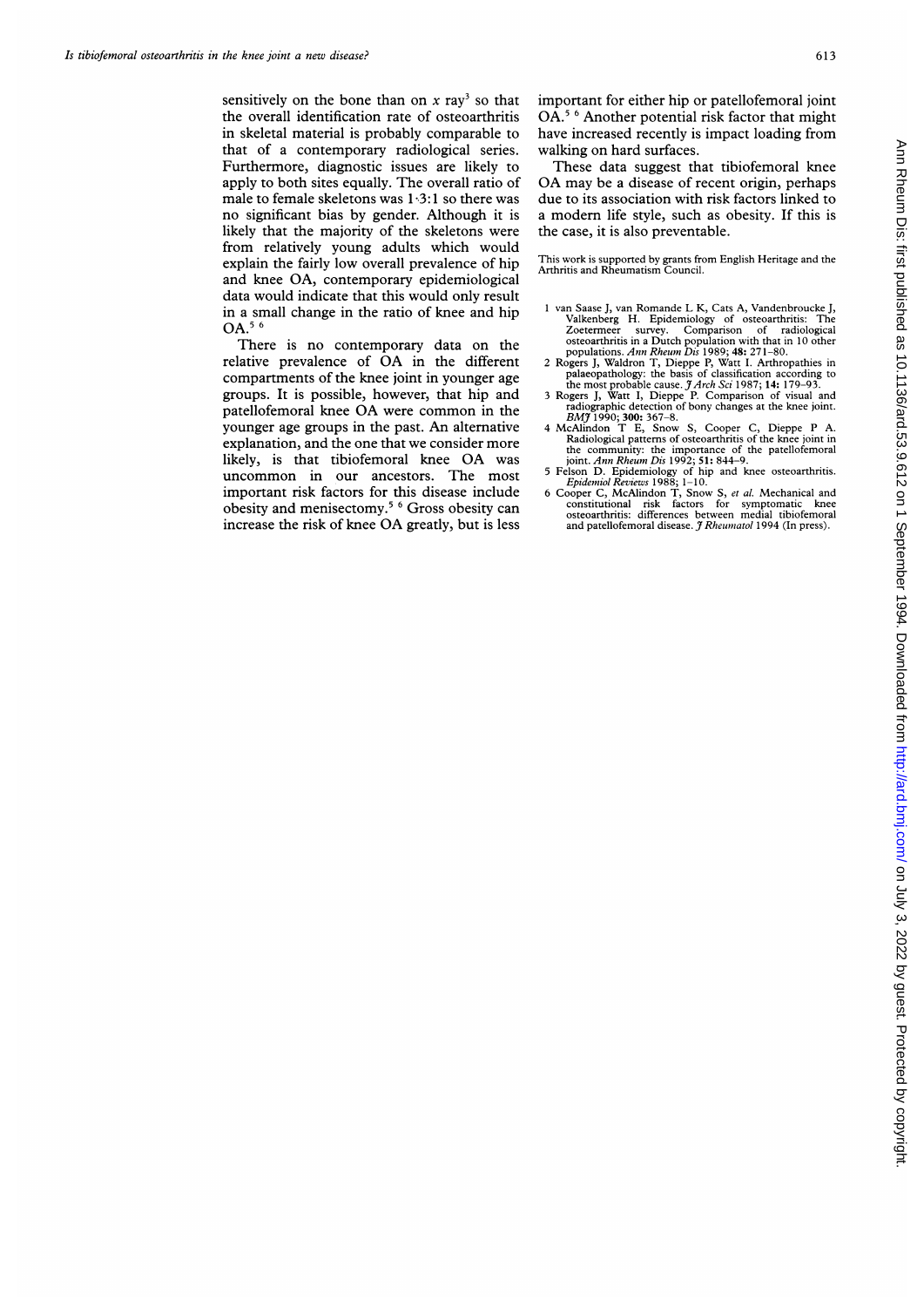sensitively on the bone than on *x* ray[3] so that the overall identification rate of osteoarthritis in skeletal material is probably comparable to that of a contemporary radiological series. Furthermore, diagnostic issues are likely to apply to both sites equally. The overall ratio of male to female skeletons was 1·3:1 so there was no significant bias by gender. Although it is likely that the majority of the skeletons were from relatively young adults which would explain the fairly low overall prevalence of hip and knee OA, contemporary epidemiological data would indicate that this would only result in a small change in the ratio of knee and hip OA.[5 6]

There is no contemporary data on the relative prevalence of OA in the different compartments of the knee joint in younger age groups. It is possible, however, that hip and patellofemoral knee OA were common in the younger age groups in the past. An alternative explanation, and the one that we consider more likely, is that tibiofemoral knee OA was uncommon in our ancestors. The most important risk factors for this disease include obesity and menisectomy.[5 6] Gross obesity can increase the risk of knee OA greatly, but is less important for either hip or patellofemoral joint OA.[5 6] Another potential risk factor that might have increased recently is impact loading from walking on hard surfaces.

These data suggest that tibiofemoral knee OA may be a disease of recent origin, perhaps due to its association with risk factors linked to a modern life style, such as obesity. If this is the case, it is also preventable.

This work is supported by grants from English Heritage and the Arthritis and Rheumatism Council.

1. van Saase J, van Romande L K, Cats A, Vandenbroucke J, Valkenberg H. Epidemiology of osteoarthritis: The Zoetermeer survey. Comparison of radiological osteoarthritis in a Dutch population with that in 10 other populations. *Ann Rheum Dis* 1989; **48:** 271–80.
2. Rogers J, Waldron T, Dieppe P, Watt I. Arthropathies in palaeopathology: the basis of classification according to the most probable cause. *J Arch Sci* 1987; **14:** 179–93.
3. Rogers J, Watt I, Dieppe P. Comparison of visual and radiographic detection of bony changes at the knee joint. *BMJ* 1990; **300:** 367–8.
4. McAlindon T E, Snow S, Cooper C, Dieppe P A. Radiological patterns of osteoarthritis of the knee joint in the community: the importance of the patellofemoral joint. *Ann Rheum Dis* 1992; **51:** 844–9.
5. Felson D. Epidemiology of hip and knee osteoarthritis. *Epidemiol Reviews* 1988; 1–10.
6. Cooper C, McAlindon T, Snow S, *et al.* Mechanical and constitutional risk factors for symptomatic knee osteoarthritis: differences between medial tibiofemoral and patellofemoral disease. *J Rheumatol* 1994 (In press).